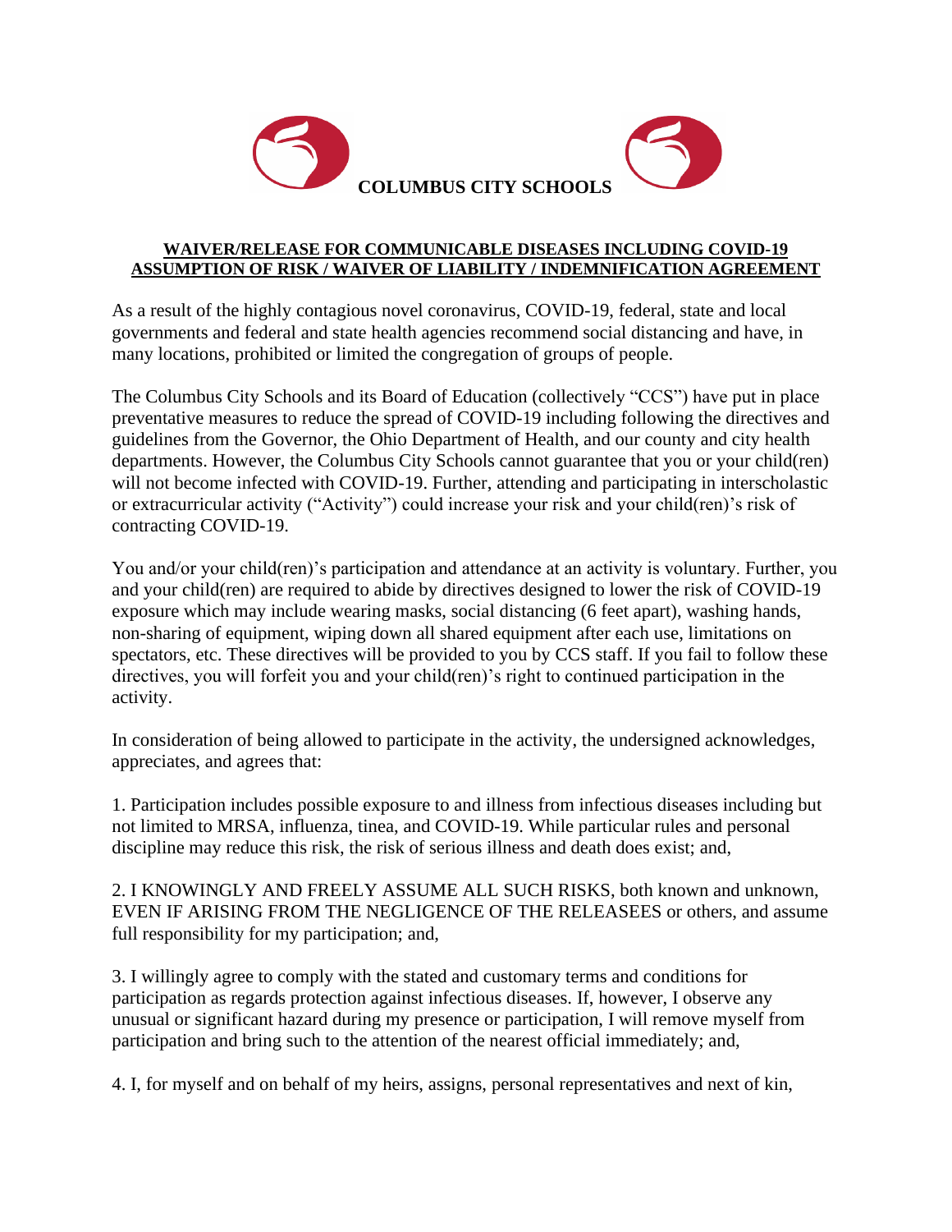# COLUMBUS CITY SCHOOLS

## WAIVER/RELEASE FOR COMMUNICABLE DISEASES INCLUDING COVID-19 ASSUMPTION OF RISK / WAIVER OF LIABILITY / INDEMNIFICATION AGREEMENT

As a result of the highly contagious novel coronavirus, COVID-19, federal, state and local governments and federal and state health agencies recommend social distancing and have, in many locations, prohibited or limited the congregation of groups of people.

The Columbus City Schools and its Board of Education (collectively "CCS") have put in place preventative measures to reduce the spread of COVID-19 including following the directives and guidelines from the Governor, the Ohio Department of Health, and our county and city health departments. However, the Columbus City Schools cannot guarantee that you or your child(ren) will not become infected with COVID-19. Further, attending and participating in interscholastic or extracurricular activity ("Activity") could increase your risk and your child(ren)'s risk of contracting COVID-19.

You and/or your child(ren)'s participation and attendance at an activity is voluntary. Further, you and your child(ren) are required to abide by directives designed to lower the risk of COVID-19 exposure which may include wearing masks, social distancing (6 feet apart), washing hands, non-sharing of equipment, wiping down all shared equipment after each use, limitations on spectators, etc. These directives will be provided to you by CCS staff. If you fail to follow these directives, you will forfeit you and your child(ren)'s right to continued participation in the activity.

In consideration of being allowed to participate in the activity, the undersigned acknowledges, appreciates, and agrees that:

1. Participation includes possible exposure to and illness from infectious diseases including but not limited to MRSA, influenza, tinea, and COVID-19. While particular rules and personal discipline may reduce this risk, the risk of serious illness and death does exist; and,

2. I KNOWINGLY AND FREELY ASSUME ALL SUCH RISKS, both known and unknown, EVEN IF ARISING FROM THE NEGLIGENCE OF THE RELEASEES or others, and assume full responsibility for my participation; and,

3. I willingly agree to comply with the stated and customary terms and conditions for participation as regards protection against infectious diseases. If, however, I observe any unusual or significant hazard during my presence or participation, I will remove myself from participation and bring such to the attention of the nearest official immediately; and,

4. I, for myself and on behalf of my heirs, assigns, personal representatives and next of kin,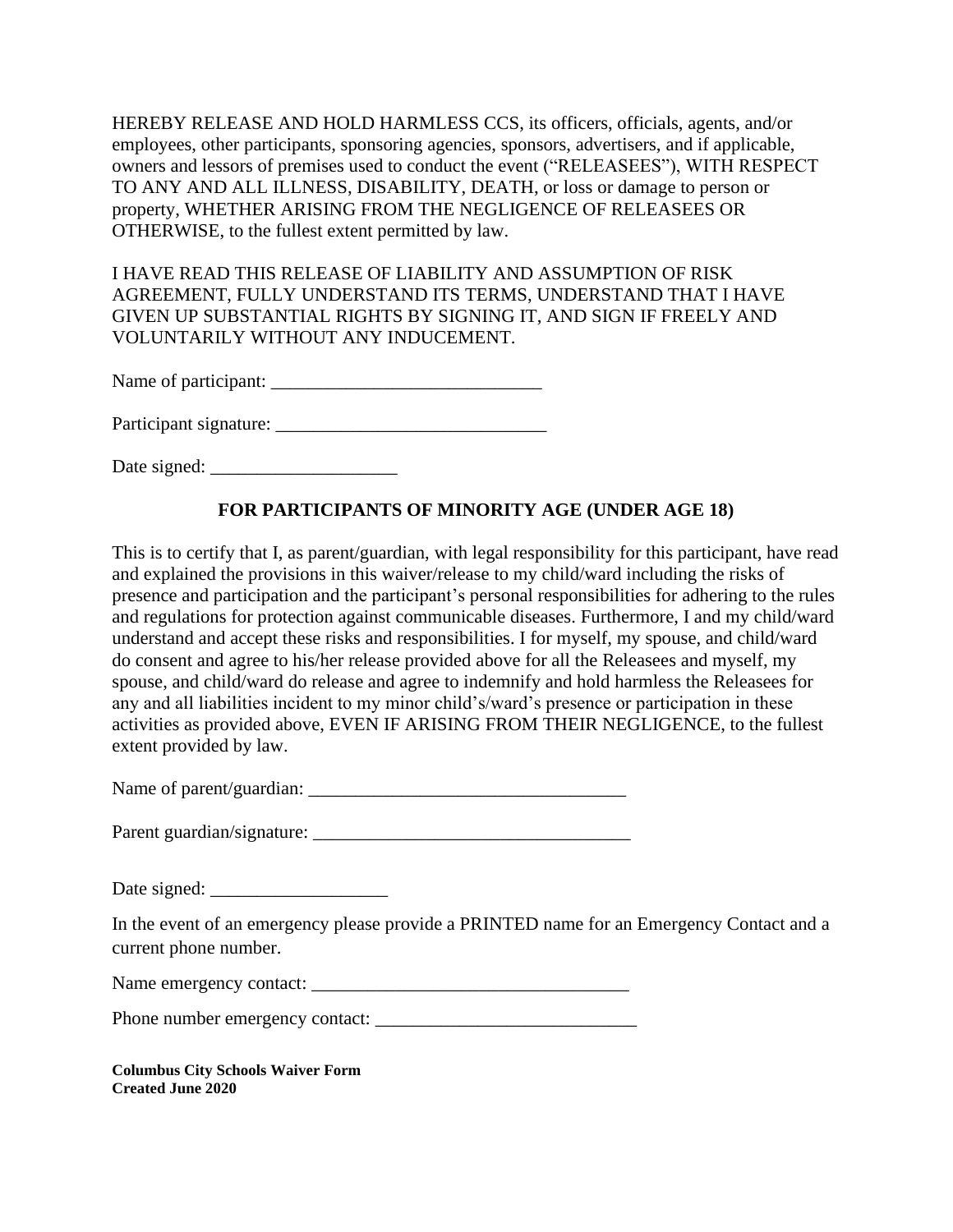HEREBY RELEASE AND HOLD HARMLESS CCS, its officers, officials, agents, and/or employees, other participants, sponsoring agencies, sponsors, advertisers, and if applicable, owners and lessors of premises used to conduct the event ("RELEASEES"), WITH RESPECT TO ANY AND ALL ILLNESS, DISABILITY, DEATH, or loss or damage to person or property, WHETHER ARISING FROM THE NEGLIGENCE OF RELEASEES OR OTHERWISE, to the fullest extent permitted by law.

I HAVE READ THIS RELEASE OF LIABILITY AND ASSUMPTION OF RISK AGREEMENT, FULLY UNDERSTAND ITS TERMS, UNDERSTAND THAT I HAVE GIVEN UP SUBSTANTIAL RIGHTS BY SIGNING IT, AND SIGN IF FREELY AND VOLUNTARILY WITHOUT ANY INDUCEMENT.

Name of participant: _____________________________

Participant signature: _____________________________

Date signed: ____________________

## FOR PARTICIPANTS OF MINORITY AGE (UNDER AGE 18)

This is to certify that I, as parent/guardian, with legal responsibility for this participant, have read and explained the provisions in this waiver/release to my child/ward including the risks of presence and participation and the participant's personal responsibilities for adhering to the rules and regulations for protection against communicable diseases. Furthermore, I and my child/ward understand and accept these risks and responsibilities. I for myself, my spouse, and child/ward do consent and agree to his/her release provided above for all the Releasees and myself, my spouse, and child/ward do release and agree to indemnify and hold harmless the Releasees for any and all liabilities incident to my minor child's/ward's presence or participation in these activities as provided above, EVEN IF ARISING FROM THEIR NEGLIGENCE, to the fullest extent provided by law.

Name of parent/guardian: __________________________________

Parent guardian/signature: __________________________________

Date signed: ___________________

In the event of an emergency please provide a PRINTED name for an Emergency Contact and a current phone number.

Name emergency contact: __________________________________

Phone number emergency contact: ____________________________

**Columbus City Schools Waiver Form**
**Created June 2020**